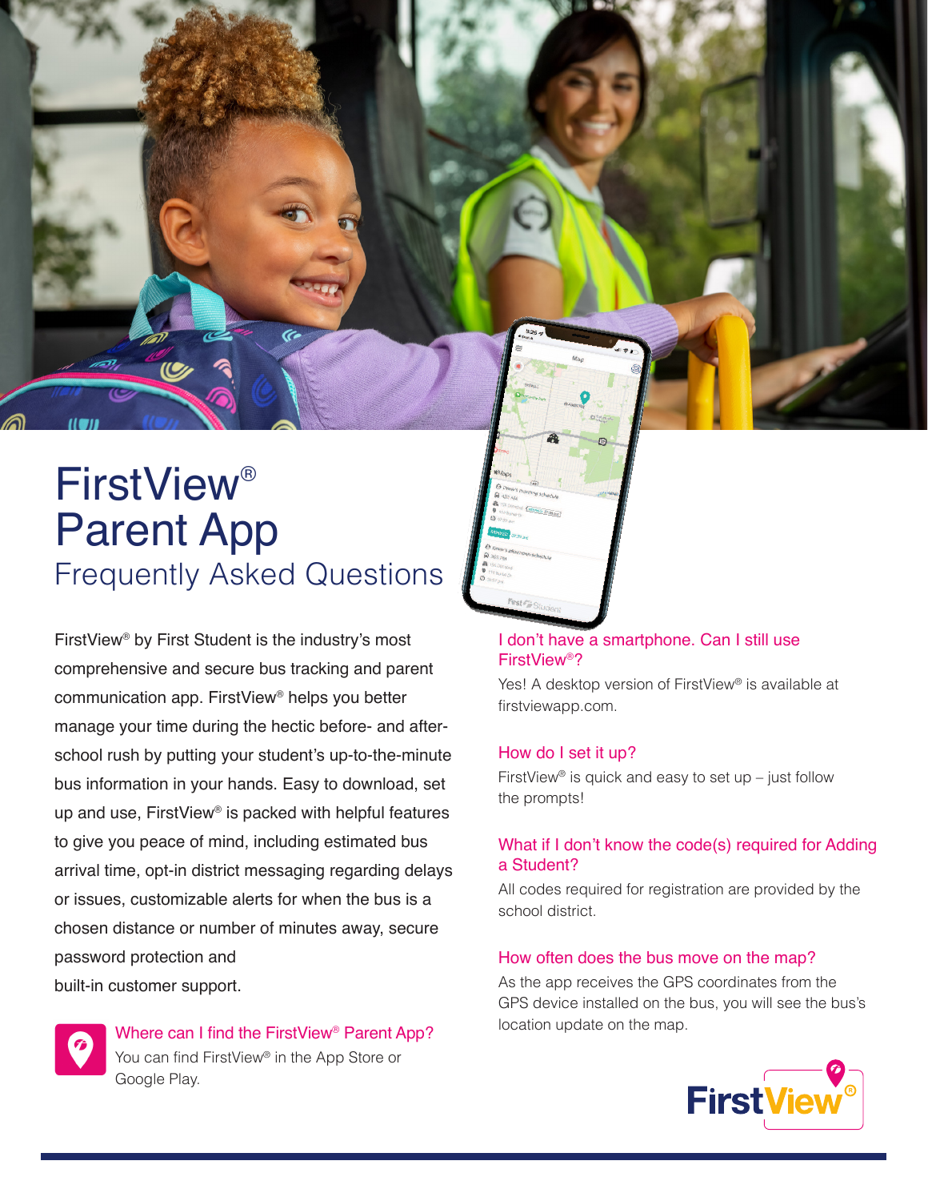# FirstView® Parent App

## Frequently Asked Questions

FirstView® by First Student is the industry's most comprehensive and secure bus tracking and parent communication app. FirstView® helps you better manage your time during the hectic before- and after-school rush by putting your student's up-to-the-minute bus information in your hands. Easy to download, set up and use, FirstView® is packed with helpful features to give you peace of mind, including estimated bus arrival time, opt-in district messaging regarding delays or issues, customizable alerts for when the bus is a chosen distance or number of minutes away, secure password protection and built-in customer support.

### Where can I find the FirstView® Parent App?

You can find FirstView® in the App Store or Google Play.

### I don't have a smartphone. Can I still use FirstView®?

Yes! A desktop version of FirstView® is available at firstviewapp.com.

### How do I set it up?

FirstView® is quick and easy to set up – just follow the prompts!

### What if I don't know the code(s) required for Adding a Student?

All codes required for registration are provided by the school district.

### How often does the bus move on the map?

As the app receives the GPS coordinates from the GPS device installed on the bus, you will see the bus's location update on the map.

FirstView®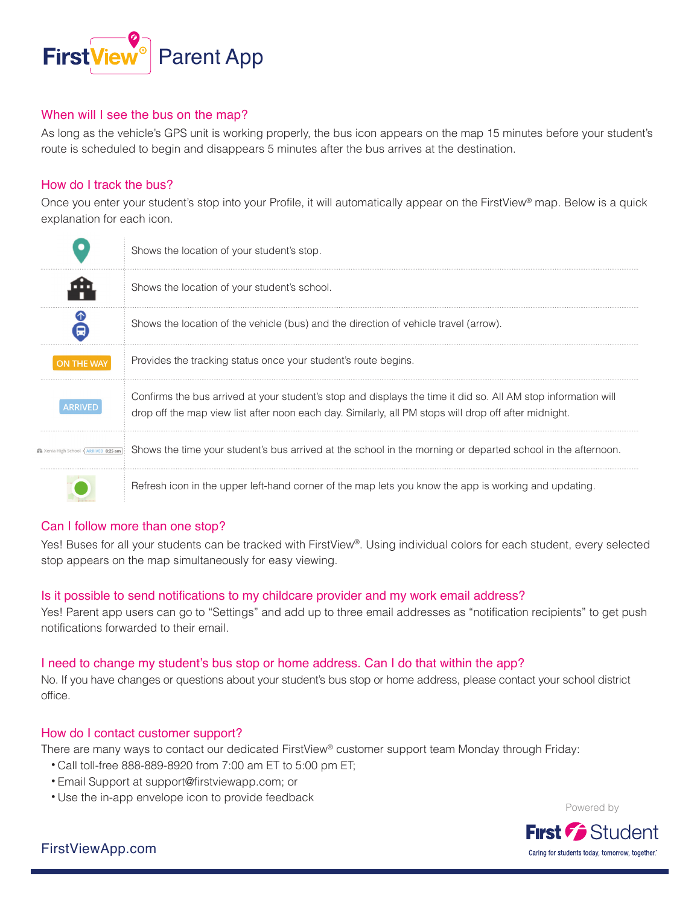# FirstView® Parent App

## When will I see the bus on the map?

As long as the vehicle's GPS unit is working properly, the bus icon appears on the map 15 minutes before your student's route is scheduled to begin and disappears 5 minutes after the bus arrives at the destination.

## How do I track the bus?

Once you enter your student's stop into your Profile, it will automatically appear on the FirstView® map. Below is a quick explanation for each icon.

| | |
|---|---|
| | Shows the location of your student's stop. |
| | Shows the location of your student's school. |
| | Shows the location of the vehicle (bus) and the direction of vehicle travel (arrow). |
| ON THE WAY | Provides the tracking status once your student's route begins. |
| ARRIVED | Confirms the bus arrived at your student's stop and displays the time it did so. All AM stop information will drop off the map view list after noon each day. Similarly, all PM stops will drop off after midnight. |
| Xenia High School ARRIVED 8:25 am | Shows the time your student's bus arrived at the school in the morning or departed school in the afternoon. |
| | Refresh icon in the upper left-hand corner of the map lets you know the app is working and updating. |

## Can I follow more than one stop?

Yes! Buses for all your students can be tracked with FirstView®. Using individual colors for each student, every selected stop appears on the map simultaneously for easy viewing.

## Is it possible to send notifications to my childcare provider and my work email address?

Yes! Parent app users can go to "Settings" and add up to three email addresses as "notification recipients" to get push notifications forwarded to their email.

## I need to change my student's bus stop or home address. Can I do that within the app?

No. If you have changes or questions about your student's bus stop or home address, please contact your school district office.

## How do I contact customer support?

There are many ways to contact our dedicated FirstView® customer support team Monday through Friday:

- Call toll-free 888-889-8920 from 7:00 am ET to 5:00 pm ET;
- Email Support at support@firstviewapp.com; or
- Use the in-app envelope icon to provide feedback

FirstViewApp.com

Powered by First Student

Caring for students today, tomorrow, together.